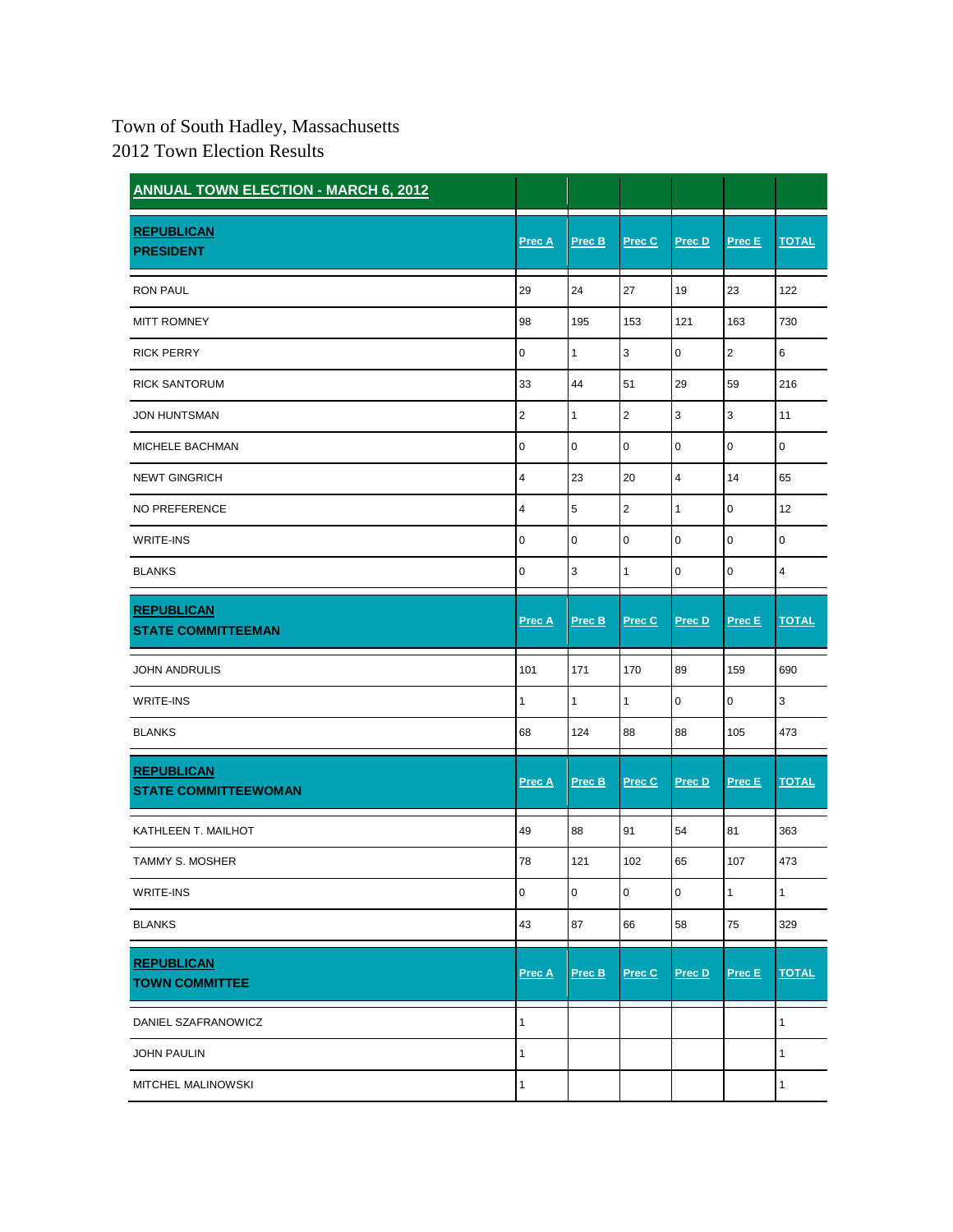Town of South Hadley, Massachusetts
2012 Town Election Results

| ANNUAL TOWN ELECTION - MARCH 6, 2012 | | | | | | |
|---|---|---|---|---|---|---|
| **REPUBLICAN PRESIDENT** | **Prec A** | **Prec B** | **Prec C** | **Prec D** | **Prec E** | **TOTAL** |
| RON PAUL | 29 | 24 | 27 | 19 | 23 | 122 |
| MITT ROMNEY | 98 | 195 | 153 | 121 | 163 | 730 |
| RICK PERRY | 0 | 1 | 3 | 0 | 2 | 6 |
| RICK SANTORUM | 33 | 44 | 51 | 29 | 59 | 216 |
| JON HUNTSMAN | 2 | 1 | 2 | 3 | 3 | 11 |
| MICHELE BACHMAN | 0 | 0 | 0 | 0 | 0 | 0 |
| NEWT GINGRICH | 4 | 23 | 20 | 4 | 14 | 65 |
| NO PREFERENCE | 4 | 5 | 2 | 1 | 0 | 12 |
| WRITE-INS | 0 | 0 | 0 | 0 | 0 | 0 |
| BLANKS | 0 | 3 | 1 | 0 | 0 | 4 |
| **REPUBLICAN STATE COMMITTEEMAN** | **Prec A** | **Prec B** | **Prec C** | **Prec D** | **Prec E** | **TOTAL** |
| JOHN ANDRULIS | 101 | 171 | 170 | 89 | 159 | 690 |
| WRITE-INS | 1 | 1 | 1 | 0 | 0 | 3 |
| BLANKS | 68 | 124 | 88 | 88 | 105 | 473 |
| **REPUBLICAN STATE COMMITTEEWOMAN** | **Prec A** | **Prec B** | **Prec C** | **Prec D** | **Prec E** | **TOTAL** |
| KATHLEEN T. MAILHOT | 49 | 88 | 91 | 54 | 81 | 363 |
| TAMMY S. MOSHER | 78 | 121 | 102 | 65 | 107 | 473 |
| WRITE-INS | 0 | 0 | 0 | 0 | 1 | 1 |
| BLANKS | 43 | 87 | 66 | 58 | 75 | 329 |
| **REPUBLICAN TOWN COMMITTEE** | **Prec A** | **Prec B** | **Prec C** | **Prec D** | **Prec E** | **TOTAL** |
| DANIEL SZAFRANOWICZ | 1 | | | | | 1 |
| JOHN PAULIN | 1 | | | | | 1 |
| MITCHEL MALINOWSKI | 1 | | | | | 1 |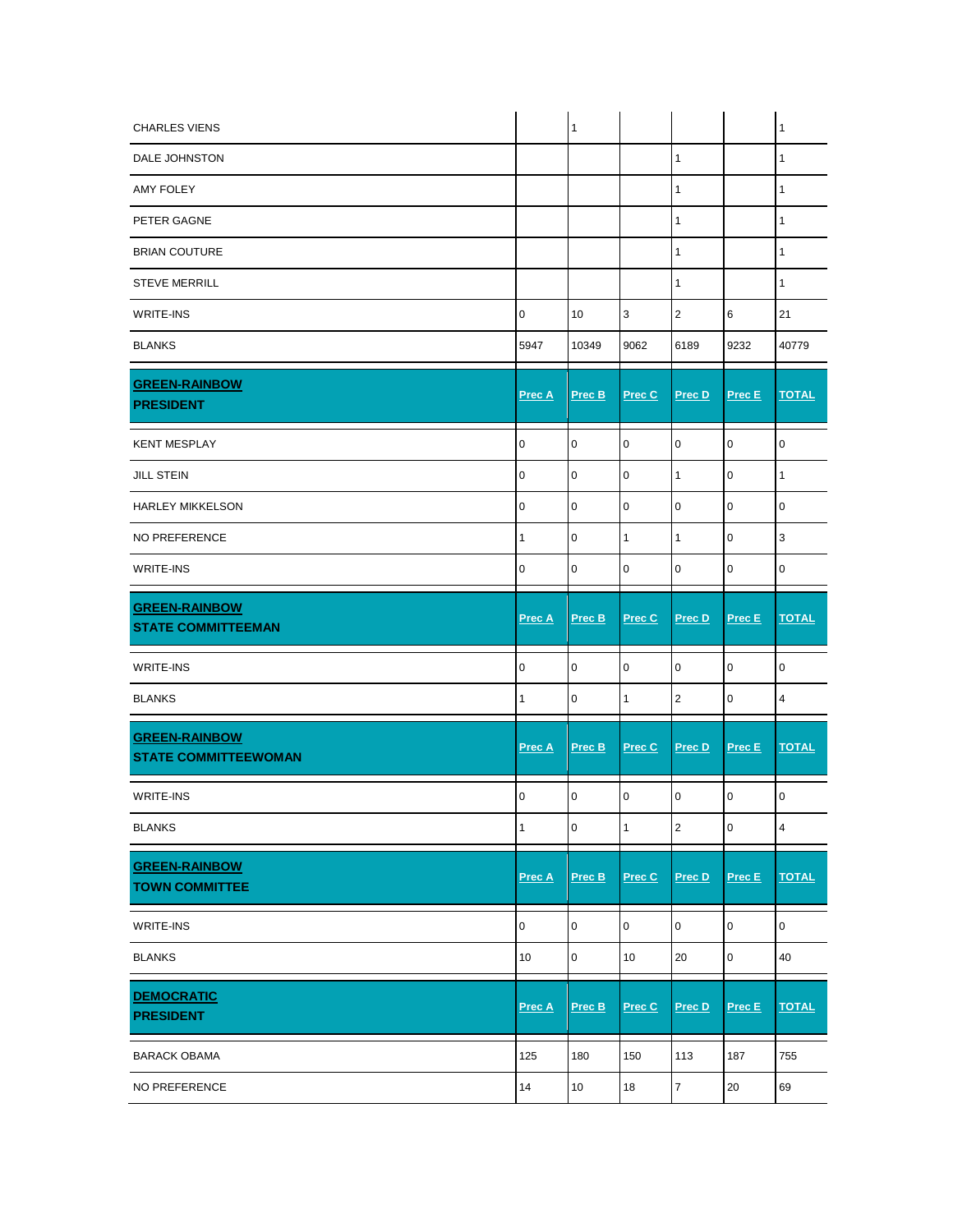| | | | | | | |
|---|---|---|---|---|---|---|
| CHARLES VIENS | | 1 | | | | 1 |
| DALE JOHNSTON | | | | 1 | | 1 |
| AMY FOLEY | | | | 1 | | 1 |
| PETER GAGNE | | | | 1 | | 1 |
| BRIAN COUTURE | | | | 1 | | 1 |
| STEVE MERRILL | | | | 1 | | 1 |
| WRITE-INS | 0 | 10 | 3 | 2 | 6 | 21 |
| BLANKS | 5947 | 10349 | 9062 | 6189 | 9232 | 40779 |

| GREEN-RAINBOW PRESIDENT | Prec A | Prec B | Prec C | Prec D | Prec E | TOTAL |
|---|---|---|---|---|---|---|
| KENT MESPLAY | 0 | 0 | 0 | 0 | 0 | 0 |
| JILL STEIN | 0 | 0 | 0 | 1 | 0 | 1 |
| HARLEY MIKKELSON | 0 | 0 | 0 | 0 | 0 | 0 |
| NO PREFERENCE | 1 | 0 | 1 | 1 | 0 | 3 |
| WRITE-INS | 0 | 0 | 0 | 0 | 0 | 0 |

| GREEN-RAINBOW STATE COMMITTEEMAN | Prec A | Prec B | Prec C | Prec D | Prec E | TOTAL |
|---|---|---|---|---|---|---|
| WRITE-INS | 0 | 0 | 0 | 0 | 0 | 0 |
| BLANKS | 1 | 0 | 1 | 2 | 0 | 4 |

| GREEN-RAINBOW STATE COMMITTEEWOMAN | Prec A | Prec B | Prec C | Prec D | Prec E | TOTAL |
|---|---|---|---|---|---|---|
| WRITE-INS | 0 | 0 | 0 | 0 | 0 | 0 |
| BLANKS | 1 | 0 | 1 | 2 | 0 | 4 |

| GREEN-RAINBOW TOWN COMMITTEE | Prec A | Prec B | Prec C | Prec D | Prec E | TOTAL |
|---|---|---|---|---|---|---|
| WRITE-INS | 0 | 0 | 0 | 0 | 0 | 0 |
| BLANKS | 10 | 0 | 10 | 20 | 0 | 40 |

| DEMOCRATIC PRESIDENT | Prec A | Prec B | Prec C | Prec D | Prec E | TOTAL |
|---|---|---|---|---|---|---|
| BARACK OBAMA | 125 | 180 | 150 | 113 | 187 | 755 |
| NO PREFERENCE | 14 | 10 | 18 | 7 | 20 | 69 |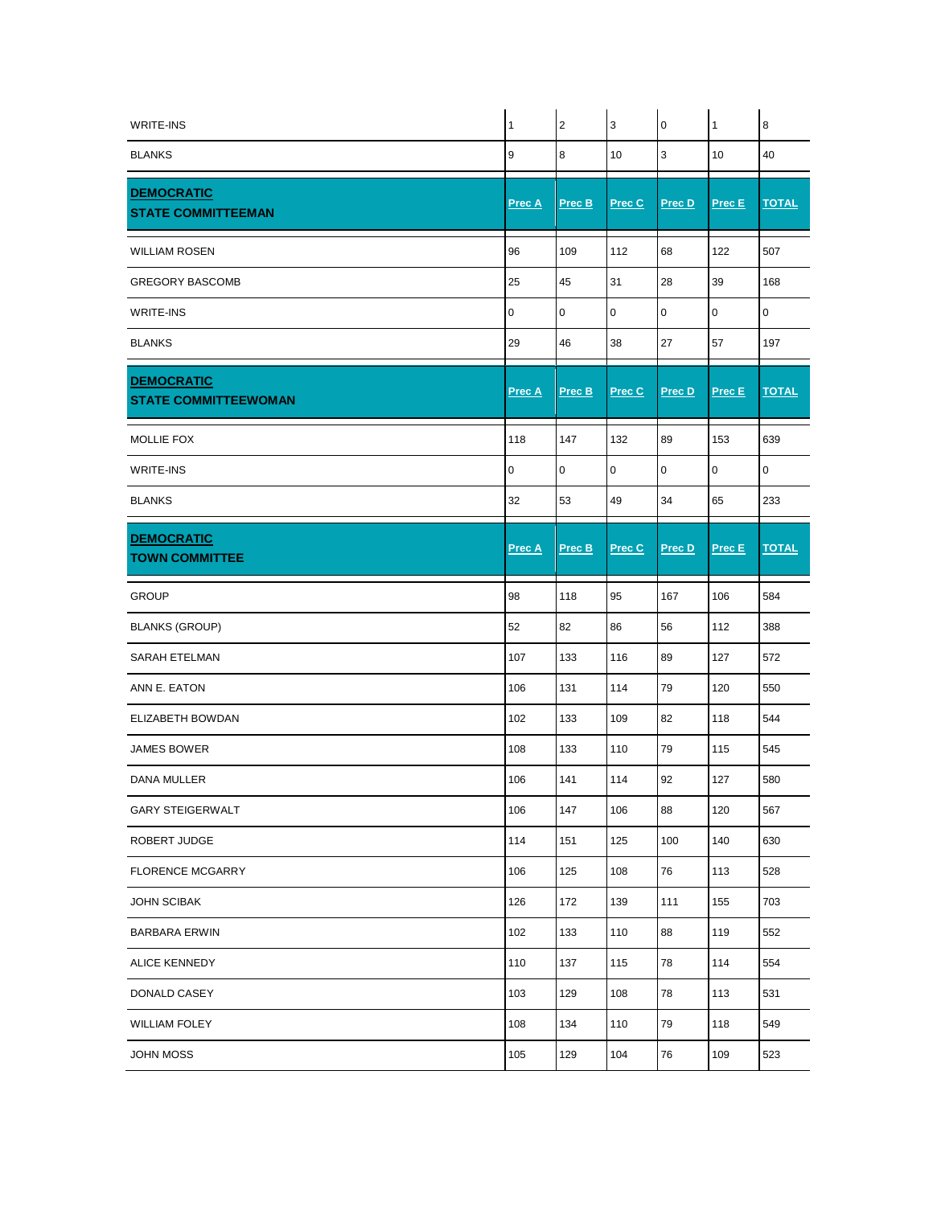| | | | | | | |
|---|---|---|---|---|---|---|
| WRITE-INS | 1 | 2 | 3 | 0 | 1 | 8 |
| BLANKS | 9 | 8 | 10 | 3 | 10 | 40 |

| **DEMOCRATIC STATE COMMITTEEMAN** | **Prec A** | **Prec B** | **Prec C** | **Prec D** | **Prec E** | **TOTAL** |
|---|---|---|---|---|---|---|
| WILLIAM ROSEN | 96 | 109 | 112 | 68 | 122 | 507 |
| GREGORY BASCOMB | 25 | 45 | 31 | 28 | 39 | 168 |
| WRITE-INS | 0 | 0 | 0 | 0 | 0 | 0 |
| BLANKS | 29 | 46 | 38 | 27 | 57 | 197 |

| **DEMOCRATIC STATE COMMITTEEWOMAN** | **Prec A** | **Prec B** | **Prec C** | **Prec D** | **Prec E** | **TOTAL** |
|---|---|---|---|---|---|---|
| MOLLIE FOX | 118 | 147 | 132 | 89 | 153 | 639 |
| WRITE-INS | 0 | 0 | 0 | 0 | 0 | 0 |
| BLANKS | 32 | 53 | 49 | 34 | 65 | 233 |

| **DEMOCRATIC TOWN COMMITTEE** | **Prec A** | **Prec B** | **Prec C** | **Prec D** | **Prec E** | **TOTAL** |
|---|---|---|---|---|---|---|
| GROUP | 98 | 118 | 95 | 167 | 106 | 584 |
| BLANKS (GROUP) | 52 | 82 | 86 | 56 | 112 | 388 |
| SARAH ETELMAN | 107 | 133 | 116 | 89 | 127 | 572 |
| ANN E. EATON | 106 | 131 | 114 | 79 | 120 | 550 |
| ELIZABETH BOWDAN | 102 | 133 | 109 | 82 | 118 | 544 |
| JAMES BOWER | 108 | 133 | 110 | 79 | 115 | 545 |
| DANA MULLER | 106 | 141 | 114 | 92 | 127 | 580 |
| GARY STEIGERWALT | 106 | 147 | 106 | 88 | 120 | 567 |
| ROBERT JUDGE | 114 | 151 | 125 | 100 | 140 | 630 |
| FLORENCE MCGARRY | 106 | 125 | 108 | 76 | 113 | 528 |
| JOHN SCIBAK | 126 | 172 | 139 | 111 | 155 | 703 |
| BARBARA ERWIN | 102 | 133 | 110 | 88 | 119 | 552 |
| ALICE KENNEDY | 110 | 137 | 115 | 78 | 114 | 554 |
| DONALD CASEY | 103 | 129 | 108 | 78 | 113 | 531 |
| WILLIAM FOLEY | 108 | 134 | 110 | 79 | 118 | 549 |
| JOHN MOSS | 105 | 129 | 104 | 76 | 109 | 523 |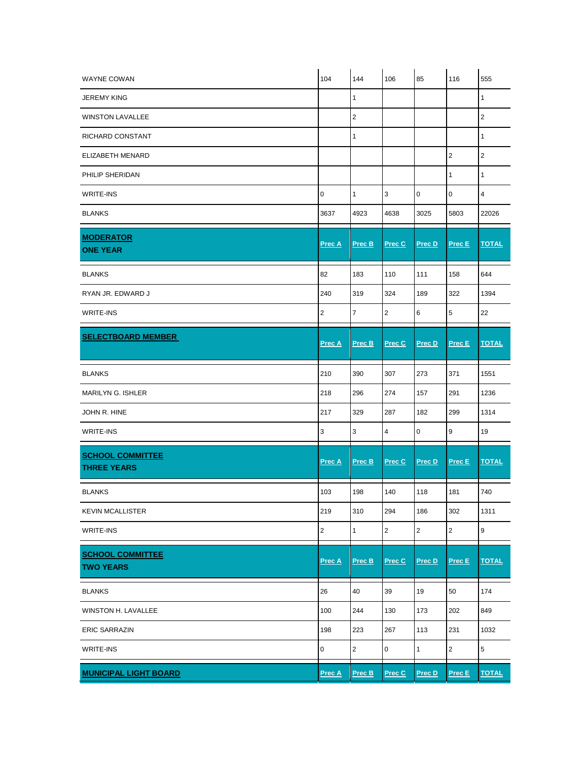| | Prec A | Prec B | Prec C | Prec D | Prec E | TOTAL |
|---|---|---|---|---|---|---|
| WAYNE COWAN | 104 | 144 | 106 | 85 | 116 | 555 |
| JEREMY KING | | 1 | | | | 1 |
| WINSTON LAVALLEE | | 2 | | | | 2 |
| RICHARD CONSTANT | | 1 | | | | 1 |
| ELIZABETH MENARD | | | | | 2 | 2 |
| PHILIP SHERIDAN | | | | | 1 | 1 |
| WRITE-INS | 0 | 1 | 3 | 0 | 0 | 4 |
| BLANKS | 3637 | 4923 | 4638 | 3025 | 5803 | 22026 |

| MODERATOR ONE YEAR | Prec A | Prec B | Prec C | Prec D | Prec E | TOTAL |
|---|---|---|---|---|---|---|
| BLANKS | 82 | 183 | 110 | 111 | 158 | 644 |
| RYAN JR. EDWARD J | 240 | 319 | 324 | 189 | 322 | 1394 |
| WRITE-INS | 2 | 7 | 2 | 6 | 5 | 22 |

| SELECTBOARD MEMBER | Prec A | Prec B | Prec C | Prec D | Prec E | TOTAL |
|---|---|---|---|---|---|---|
| BLANKS | 210 | 390 | 307 | 273 | 371 | 1551 |
| MARILYN G. ISHLER | 218 | 296 | 274 | 157 | 291 | 1236 |
| JOHN R. HINE | 217 | 329 | 287 | 182 | 299 | 1314 |
| WRITE-INS | 3 | 3 | 4 | 0 | 9 | 19 |

| SCHOOL COMMITTEE THREE YEARS | Prec A | Prec B | Prec C | Prec D | Prec E | TOTAL |
|---|---|---|---|---|---|---|
| BLANKS | 103 | 198 | 140 | 118 | 181 | 740 |
| KEVIN MCALLISTER | 219 | 310 | 294 | 186 | 302 | 1311 |
| WRITE-INS | 2 | 1 | 2 | 2 | 2 | 9 |

| SCHOOL COMMITTEE TWO YEARS | Prec A | Prec B | Prec C | Prec D | Prec E | TOTAL |
|---|---|---|---|---|---|---|
| BLANKS | 26 | 40 | 39 | 19 | 50 | 174 |
| WINSTON H. LAVALLEE | 100 | 244 | 130 | 173 | 202 | 849 |
| ERIC SARRAZIN | 198 | 223 | 267 | 113 | 231 | 1032 |
| WRITE-INS | 0 | 2 | 0 | 1 | 2 | 5 |

| MUNICIPAL LIGHT BOARD | Prec A | Prec B | Prec C | Prec D | Prec E | TOTAL |
|---|---|---|---|---|---|---|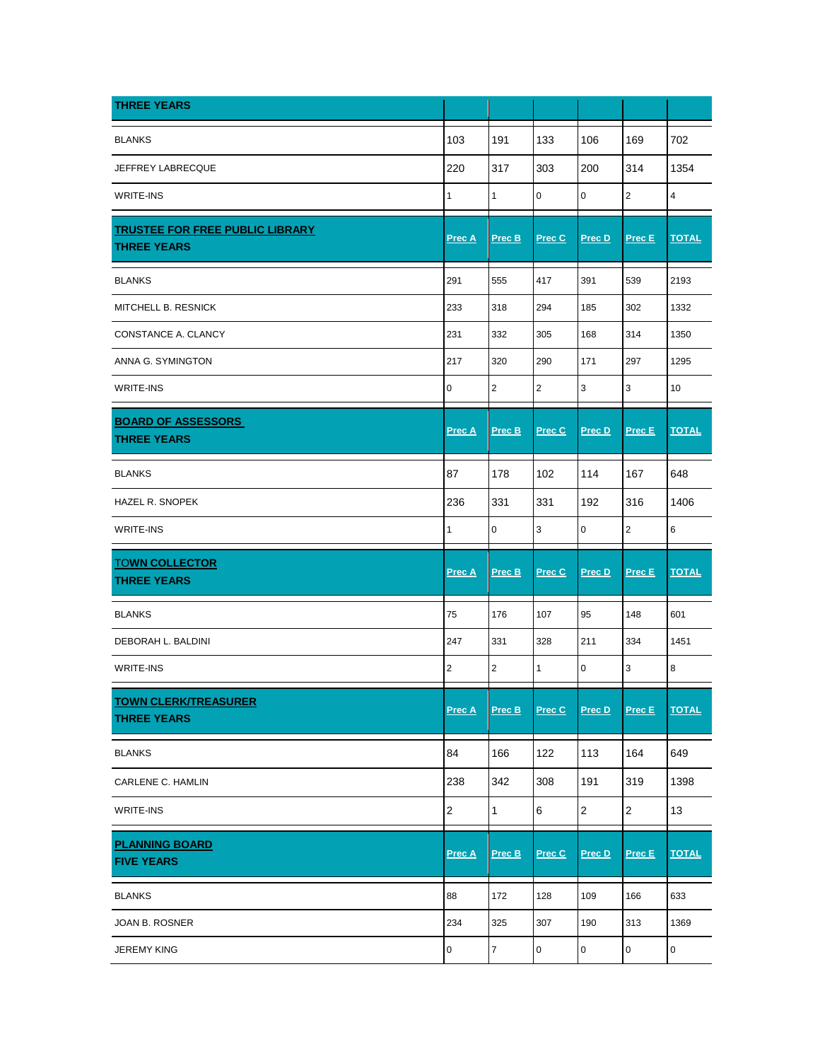| THREE YEARS | | | | | | |
|---|---|---|---|---|---|---|
| BLANKS | 103 | 191 | 133 | 106 | 169 | 702 |
| JEFFREY LABRECQUE | 220 | 317 | 303 | 200 | 314 | 1354 |
| WRITE-INS | 1 | 1 | 0 | 0 | 2 | 4 |

| TRUSTEE FOR FREE PUBLIC LIBRARY THREE YEARS | Prec A | Prec B | Prec C | Prec D | Prec E | TOTAL |
|---|---|---|---|---|---|---|
| BLANKS | 291 | 555 | 417 | 391 | 539 | 2193 |
| MITCHELL B. RESNICK | 233 | 318 | 294 | 185 | 302 | 1332 |
| CONSTANCE A. CLANCY | 231 | 332 | 305 | 168 | 314 | 1350 |
| ANNA G. SYMINGTON | 217 | 320 | 290 | 171 | 297 | 1295 |
| WRITE-INS | 0 | 2 | 2 | 3 | 3 | 10 |

| BOARD OF ASSESSORS THREE YEARS | Prec A | Prec B | Prec C | Prec D | Prec E | TOTAL |
|---|---|---|---|---|---|---|
| BLANKS | 87 | 178 | 102 | 114 | 167 | 648 |
| HAZEL R. SNOPEK | 236 | 331 | 331 | 192 | 316 | 1406 |
| WRITE-INS | 1 | 0 | 3 | 0 | 2 | 6 |

| TOWN COLLECTOR THREE YEARS | Prec A | Prec B | Prec C | Prec D | Prec E | TOTAL |
|---|---|---|---|---|---|---|
| BLANKS | 75 | 176 | 107 | 95 | 148 | 601 |
| DEBORAH L. BALDINI | 247 | 331 | 328 | 211 | 334 | 1451 |
| WRITE-INS | 2 | 2 | 1 | 0 | 3 | 8 |

| TOWN CLERK/TREASURER THREE YEARS | Prec A | Prec B | Prec C | Prec D | Prec E | TOTAL |
|---|---|---|---|---|---|---|
| BLANKS | 84 | 166 | 122 | 113 | 164 | 649 |
| CARLENE C. HAMLIN | 238 | 342 | 308 | 191 | 319 | 1398 |
| WRITE-INS | 2 | 1 | 6 | 2 | 2 | 13 |

| PLANNING BOARD FIVE YEARS | Prec A | Prec B | Prec C | Prec D | Prec E | TOTAL |
|---|---|---|---|---|---|---|
| BLANKS | 88 | 172 | 128 | 109 | 166 | 633 |
| JOAN B. ROSNER | 234 | 325 | 307 | 190 | 313 | 1369 |
| JEREMY KING | 0 | 7 | 0 | 0 | 0 | 0 |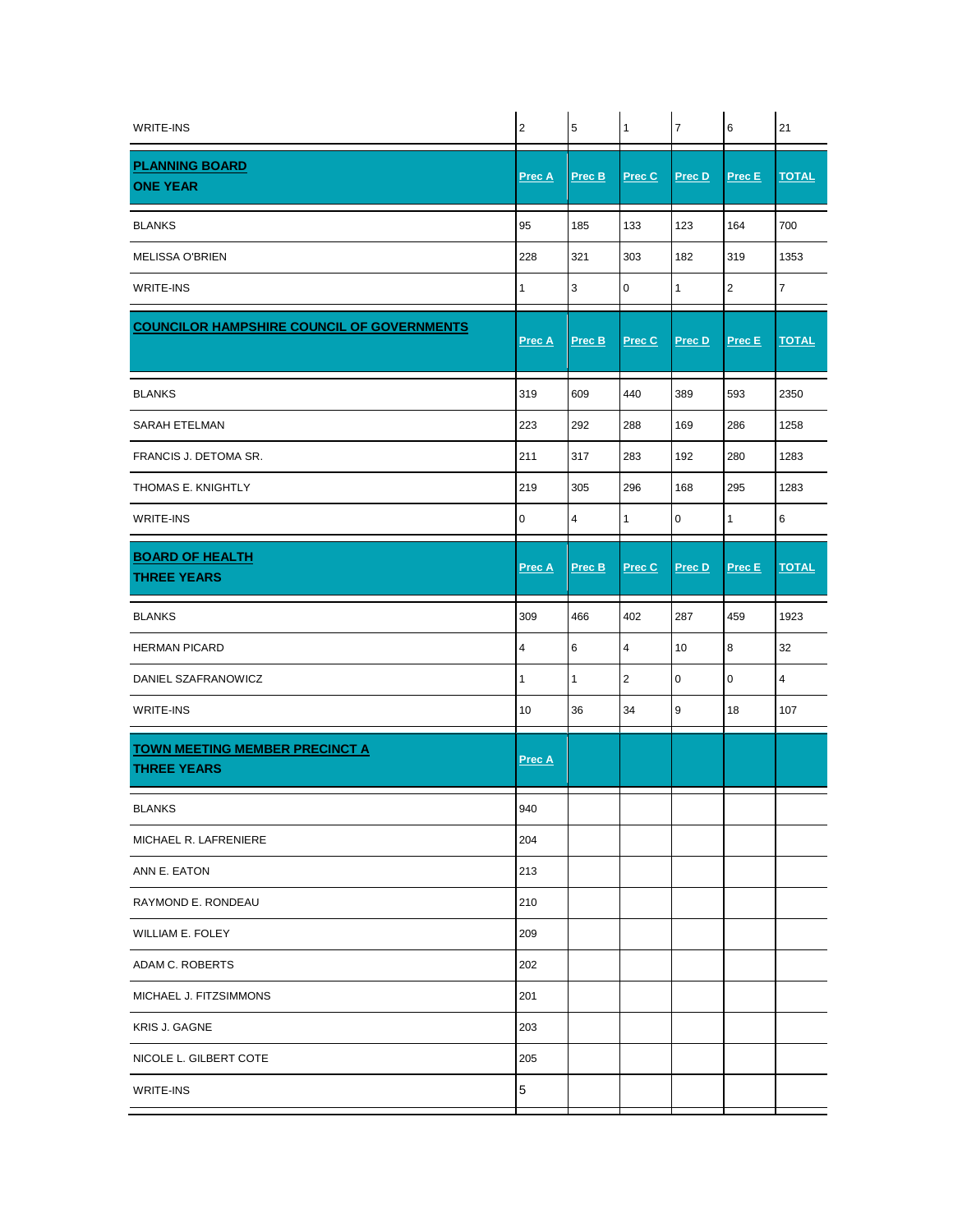| WRITE-INS | 2 | 5 | 1 | 7 | 6 | 21 |
|---|---|---|---|---|---|---|

| **PLANNING BOARD**<br>**ONE YEAR** | **Prec A** | **Prec B** | **Prec C** | **Prec D** | **Prec E** | **TOTAL** |
|---|---|---|---|---|---|---|
| BLANKS | 95 | 185 | 133 | 123 | 164 | 700 |
| MELISSA O'BRIEN | 228 | 321 | 303 | 182 | 319 | 1353 |
| WRITE-INS | 1 | 3 | 0 | 1 | 2 | 7 |

| **COUNCILOR HAMPSHIRE COUNCIL OF GOVERNMENTS** | **Prec A** | **Prec B** | **Prec C** | **Prec D** | **Prec E** | **TOTAL** |
|---|---|---|---|---|---|---|
| BLANKS | 319 | 609 | 440 | 389 | 593 | 2350 |
| SARAH ETELMAN | 223 | 292 | 288 | 169 | 286 | 1258 |
| FRANCIS J. DETOMA SR. | 211 | 317 | 283 | 192 | 280 | 1283 |
| THOMAS E. KNIGHTLY | 219 | 305 | 296 | 168 | 295 | 1283 |
| WRITE-INS | 0 | 4 | 1 | 0 | 1 | 6 |

| **BOARD OF HEALTH**<br>**THREE YEARS** | **Prec A** | **Prec B** | **Prec C** | **Prec D** | **Prec E** | **TOTAL** |
|---|---|---|---|---|---|---|
| BLANKS | 309 | 466 | 402 | 287 | 459 | 1923 |
| HERMAN PICARD | 4 | 6 | 4 | 10 | 8 | 32 |
| DANIEL SZAFRANOWICZ | 1 | 1 | 2 | 0 | 0 | 4 |
| WRITE-INS | 10 | 36 | 34 | 9 | 18 | 107 |

| **TOWN MEETING MEMBER PRECINCT A**<br>**THREE YEARS** | **Prec A** | | | | | |
|---|---|---|---|---|---|---|
| BLANKS | 940 | | | | | |
| MICHAEL R. LAFRENIERE | 204 | | | | | |
| ANN E. EATON | 213 | | | | | |
| RAYMOND E. RONDEAU | 210 | | | | | |
| WILLIAM E. FOLEY | 209 | | | | | |
| ADAM C. ROBERTS | 202 | | | | | |
| MICHAEL J. FITZSIMMONS | 201 | | | | | |
| KRIS J. GAGNE | 203 | | | | | |
| NICOLE L. GILBERT COTE | 205 | | | | | |
| WRITE-INS | 5 | | | | | |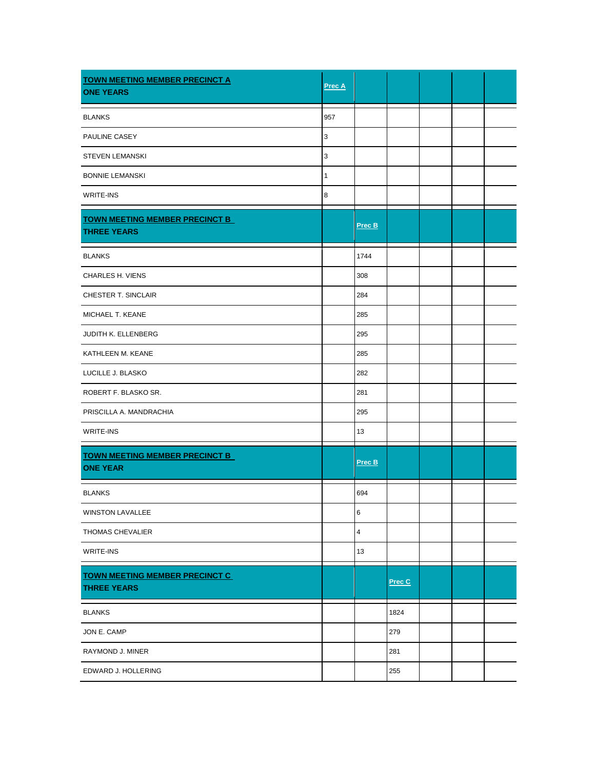| TOWN MEETING MEMBER PRECINCT A ONE YEARS | Prec A | | | | | |
|---|---|---|---|---|---|---|
| BLANKS | 957 | | | | | |
| PAULINE CASEY | 3 | | | | | |
| STEVEN LEMANSKI | 3 | | | | | |
| BONNIE LEMANSKI | 1 | | | | | |
| WRITE-INS | 8 | | | | | |
| **TOWN MEETING MEMBER PRECINCT B THREE YEARS** | | **Prec B** | | | | |
| BLANKS | | 1744 | | | | |
| CHARLES H. VIENS | | 308 | | | | |
| CHESTER T. SINCLAIR | | 284 | | | | |
| MICHAEL T. KEANE | | 285 | | | | |
| JUDITH K. ELLENBERG | | 295 | | | | |
| KATHLEEN M. KEANE | | 285 | | | | |
| LUCILLE J. BLASKO | | 282 | | | | |
| ROBERT F. BLASKO SR. | | 281 | | | | |
| PRISCILLA A. MANDRACHIA | | 295 | | | | |
| WRITE-INS | | 13 | | | | |
| **TOWN MEETING MEMBER PRECINCT B ONE YEAR** | | **Prec B** | | | | |
| BLANKS | | 694 | | | | |
| WINSTON LAVALLEE | | 6 | | | | |
| THOMAS CHEVALIER | | 4 | | | | |
| WRITE-INS | | 13 | | | | |
| **TOWN MEETING MEMBER PRECINCT C THREE YEARS** | | | **Prec C** | | | |
| BLANKS | | | 1824 | | | |
| JON E. CAMP | | | 279 | | | |
| RAYMOND J. MINER | | | 281 | | | |
| EDWARD J. HOLLERING | | | 255 | | | |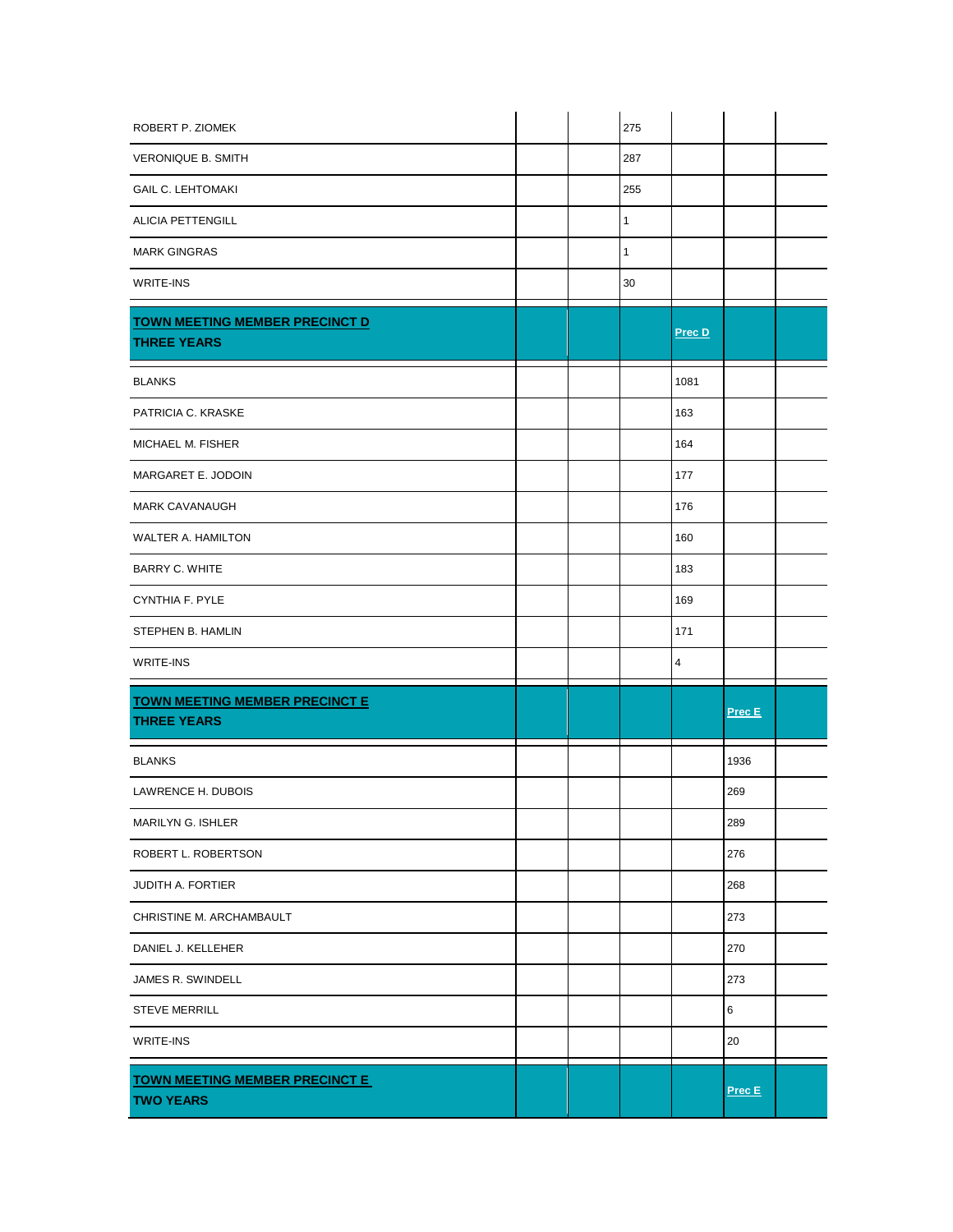| | | | | | | |
|---|---|---|---|---|---|---|
| ROBERT P. ZIOMEK | | | 275 | | | |
| VERONIQUE B. SMITH | | | 287 | | | |
| GAIL C. LEHTOMAKI | | | 255 | | | |
| ALICIA PETTENGILL | | | 1 | | | |
| MARK GINGRAS | | | 1 | | | |
| WRITE-INS | | | 30 | | | |
| **TOWN MEETING MEMBER PRECINCT D THREE YEARS** | | | | **Prec D** | | |
| BLANKS | | | | 1081 | | |
| PATRICIA C. KRASKE | | | | 163 | | |
| MICHAEL M. FISHER | | | | 164 | | |
| MARGARET E. JODOIN | | | | 177 | | |
| MARK CAVANAUGH | | | | 176 | | |
| WALTER A. HAMILTON | | | | 160 | | |
| BARRY C. WHITE | | | | 183 | | |
| CYNTHIA F. PYLE | | | | 169 | | |
| STEPHEN B. HAMLIN | | | | 171 | | |
| WRITE-INS | | | | 4 | | |
| **TOWN MEETING MEMBER PRECINCT E THREE YEARS** | | | | | **Prec E** | |
| BLANKS | | | | | 1936 | |
| LAWRENCE H. DUBOIS | | | | | 269 | |
| MARILYN G. ISHLER | | | | | 289 | |
| ROBERT L. ROBERTSON | | | | | 276 | |
| JUDITH A. FORTIER | | | | | 268 | |
| CHRISTINE M. ARCHAMBAULT | | | | | 273 | |
| DANIEL J. KELLEHER | | | | | 270 | |
| JAMES R. SWINDELL | | | | | 273 | |
| STEVE MERRILL | | | | | 6 | |
| WRITE-INS | | | | | 20 | |
| **TOWN MEETING MEMBER PRECINCT E TWO YEARS** | | | | | **Prec E** | |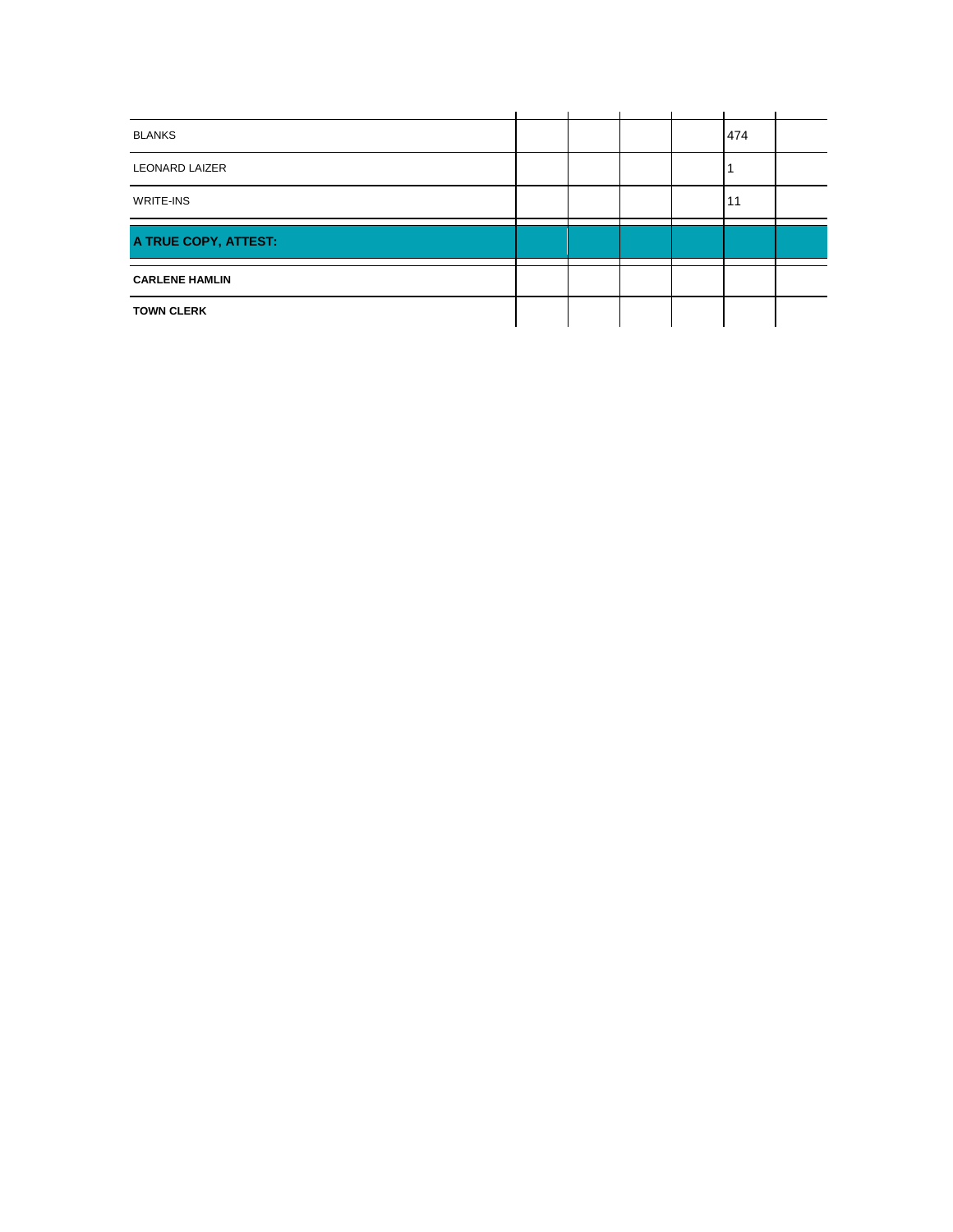| | | | | | | |
|---|---|---|---|---|---|---|
| BLANKS | | | | | 474 | |
| LEONARD LAIZER | | | | | 1 | |
| WRITE-INS | | | | | 11 | |
| **A TRUE COPY, ATTEST:** | | | | | | |
| **CARLENE HAMLIN** | | | | | | |
| **TOWN CLERK** | | | | | | |